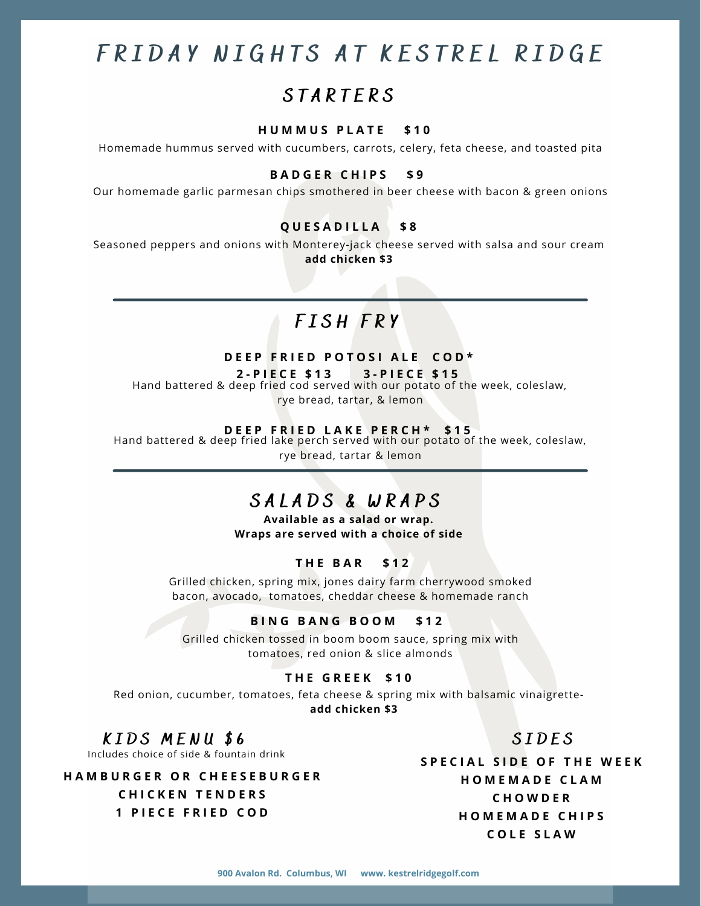# FRIDAY NIGHTS AT KESTREL RIDGE

## STARTERS

**HUMMUS PLATE $10**

Homemade hummus served with cucumbers, carrots, celery, feta cheese, and toasted pita

**BADGER CHIPS $9**

Our homemade garlic parmesan chips smothered in beer cheese with bacon & green onions

**QUESADILLA $8**

Seasoned peppers and onions with Monterey-jack cheese served with salsa and sour cream
**add chicken $3**

## FISH FRY

**DEEP FRIED POTOSI ALE COD***
**2-PIECE $13 3-PIECE $15**

Hand battered & deep fried cod served with our potato of the week, coleslaw, rye bread, tartar, & lemon

**DEEP FRIED LAKE PERCH* $15**

Hand battered & deep fried lake perch served with our potato of the week, coleslaw, rye bread, tartar & lemon

## SALADS & WRAPS

**Available as a salad or wrap.**
**Wraps are served with a choice of side**

**THE BAR $12**

Grilled chicken, spring mix, jones dairy farm cherrywood smoked bacon, avocado, tomatoes, cheddar cheese & homemade ranch

**BING BANG BOOM $12**

Grilled chicken tossed in boom boom sauce, spring mix with tomatoes, red onion & slice almonds

**THE GREEK $10**

Red onion, cucumber, tomatoes, feta cheese & spring mix with balsamic vinaigrette-
**add chicken $3**

## KIDS MENU $6

Includes choice of side & fountain drink

**HAMBURGER OR CHEESEBURGER**
**CHICKEN TENDERS**
**1 PIECE FRIED COD**

## SIDES

**SPECIAL SIDE OF THE WEEK**
**HOMEMADE CLAM CHOWDER**
**HOMEMADE CHIPS**
**COLE SLAW**

**900 Avalon Rd. Columbus, WI www. kestrelridgegolf.com**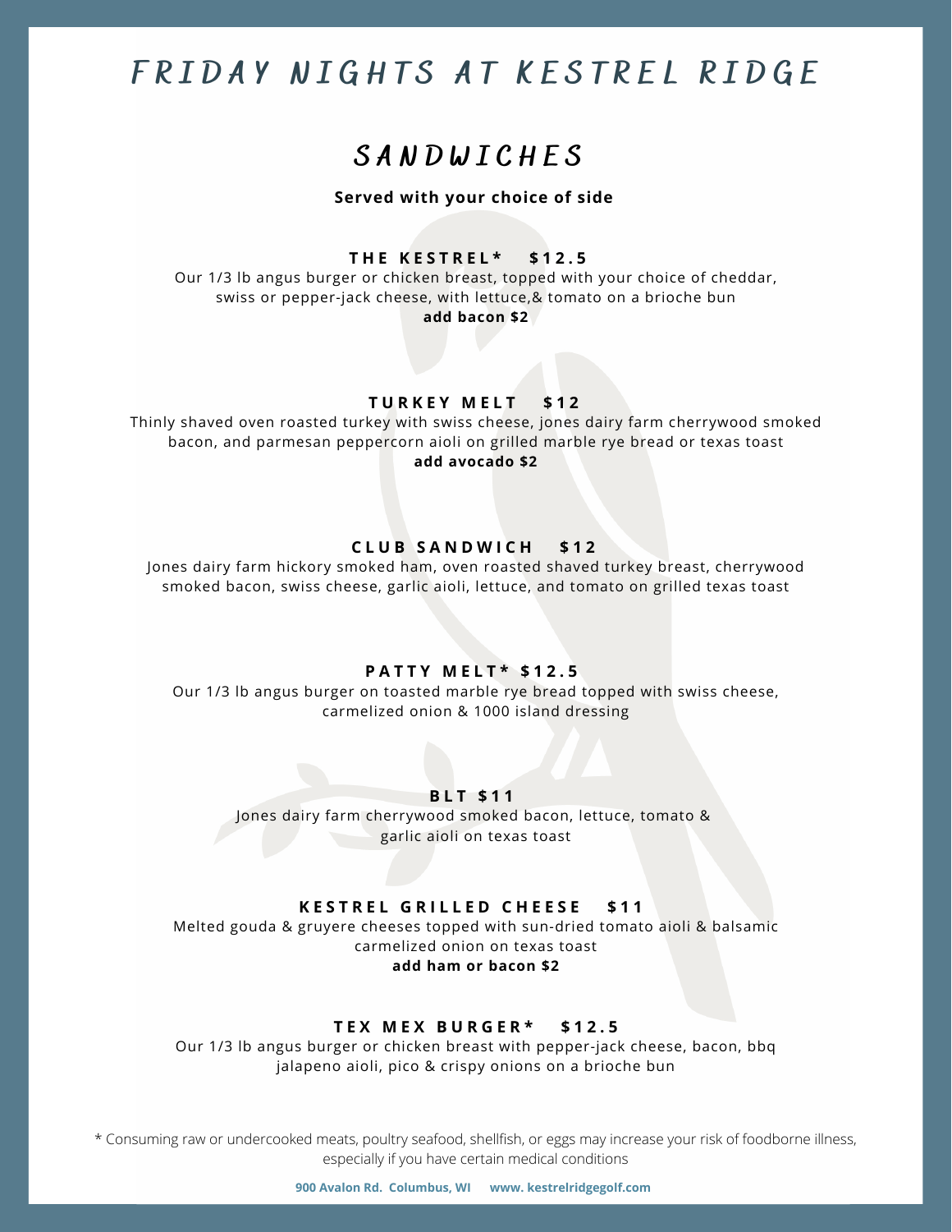# FRIDAY NIGHTS AT KESTREL RIDGE

## SANDWICHES

**Served with your choice of side**

### THE KESTREL* $12.5

Our 1/3 lb angus burger or chicken breast, topped with your choice of cheddar, swiss or pepper-jack cheese, with lettuce,& tomato on a brioche bun

**add bacon $2**

### TURKEY MELT $12

Thinly shaved oven roasted turkey with swiss cheese, jones dairy farm cherrywood smoked bacon, and parmesan peppercorn aioli on grilled marble rye bread or texas toast

**add avocado $2**

### CLUB SANDWICH $12

Jones dairy farm hickory smoked ham, oven roasted shaved turkey breast, cherrywood smoked bacon, swiss cheese, garlic aioli, lettuce, and tomato on grilled texas toast

### PATTY MELT* $12.5

Our 1/3 lb angus burger on toasted marble rye bread topped with swiss cheese, carmelized onion & 1000 island dressing

### BLT $11

Jones dairy farm cherrywood smoked bacon, lettuce, tomato & garlic aioli on texas toast

### KESTREL GRILLED CHEESE $11

Melted gouda & gruyere cheeses topped with sun-dried tomato aioli & balsamic carmelized onion on texas toast

**add ham or bacon $2**

### TEX MEX BURGER* $12.5

Our 1/3 lb angus burger or chicken breast with pepper-jack cheese, bacon, bbq jalapeno aioli, pico & crispy onions on a brioche bun

* Consuming raw or undercooked meats, poultry seafood, shellfish, or eggs may increase your risk of foodborne illness, especially if you have certain medical conditions

**900 Avalon Rd. Columbus, WI www. kestrelridgegolf.com**